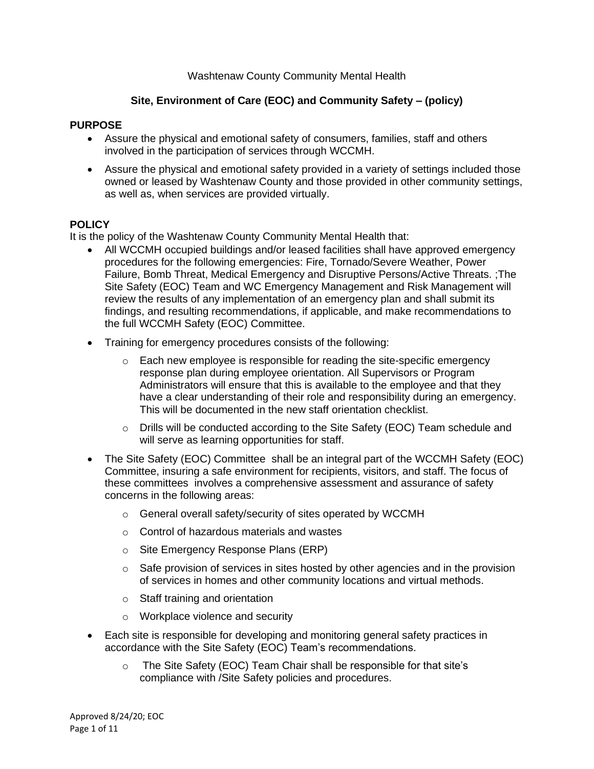Washtenaw County Community Mental Health

## Site, Environment of Care (EOC) and Community Safety – (policy)

### PURPOSE

- Assure the physical and emotional safety of consumers, families, staff and others involved in the participation of services through WCCMH.
- Assure the physical and emotional safety provided in a variety of settings included those owned or leased by Washtenaw County and those provided in other community settings, as well as, when services are provided virtually.

### POLICY

It is the policy of the Washtenaw County Community Mental Health that:

- All WCCMH occupied buildings and/or leased facilities shall have approved emergency procedures for the following emergencies: Fire, Tornado/Severe Weather, Power Failure, Bomb Threat, Medical Emergency and Disruptive Persons/Active Threats. ;The Site Safety (EOC) Team and WC Emergency Management and Risk Management will review the results of any implementation of an emergency plan and shall submit its findings, and resulting recommendations, if applicable, and make recommendations to the full WCCMH Safety (EOC) Committee.
- Training for emergency procedures consists of the following:
  - Each new employee is responsible for reading the site-specific emergency response plan during employee orientation. All Supervisors or Program Administrators will ensure that this is available to the employee and that they have a clear understanding of their role and responsibility during an emergency. This will be documented in the new staff orientation checklist.
  - Drills will be conducted according to the Site Safety (EOC) Team schedule and will serve as learning opportunities for staff.
- The Site Safety (EOC) Committee shall be an integral part of the WCCMH Safety (EOC) Committee, insuring a safe environment for recipients, visitors, and staff. The focus of these committees involves a comprehensive assessment and assurance of safety concerns in the following areas:
  - General overall safety/security of sites operated by WCCMH
  - Control of hazardous materials and wastes
  - Site Emergency Response Plans (ERP)
  - Safe provision of services in sites hosted by other agencies and in the provision of services in homes and other community locations and virtual methods.
  - Staff training and orientation
  - Workplace violence and security
- Each site is responsible for developing and monitoring general safety practices in accordance with the Site Safety (EOC) Team's recommendations.
  - The Site Safety (EOC) Team Chair shall be responsible for that site's compliance with /Site Safety policies and procedures.

Approved 8/24/20; EOC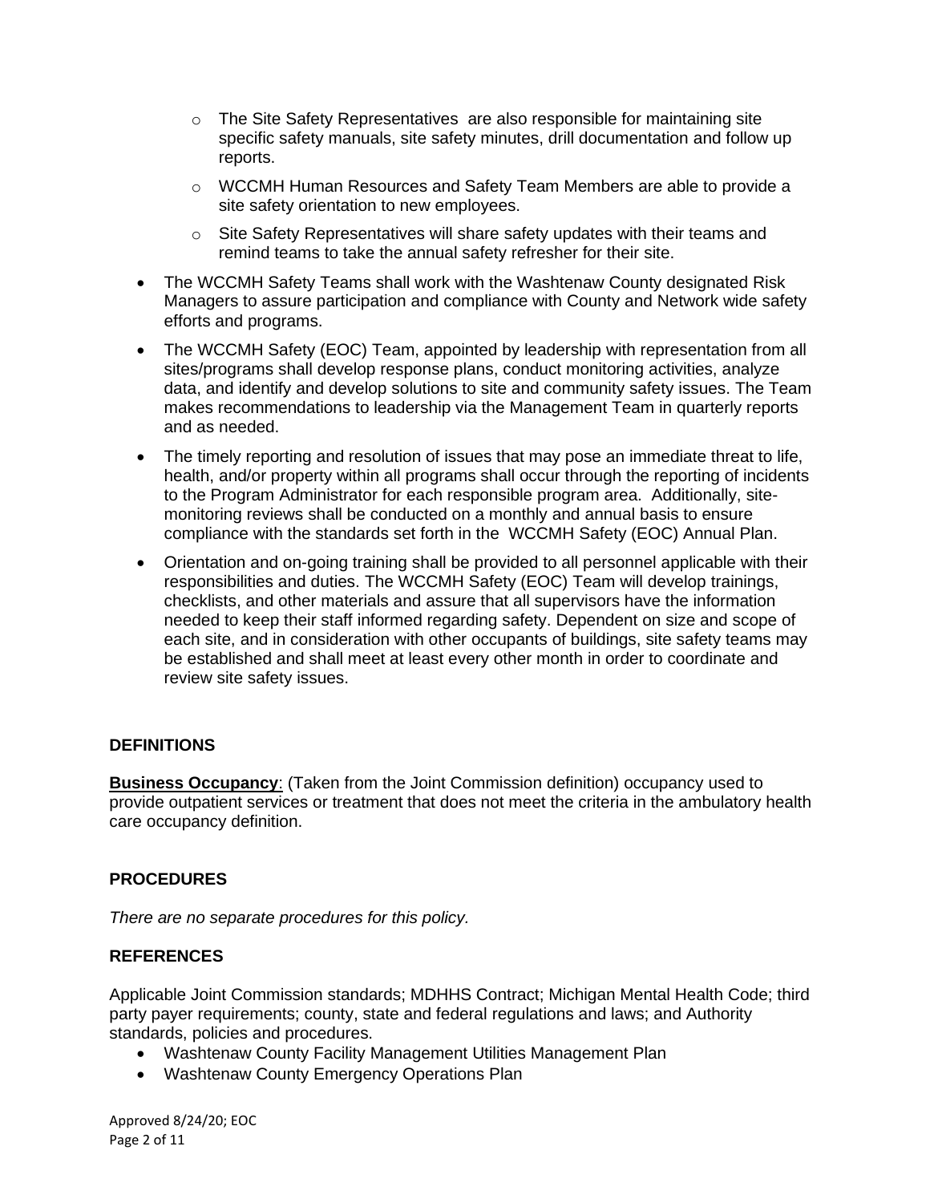- The Site Safety Representatives are also responsible for maintaining site specific safety manuals, site safety minutes, drill documentation and follow up reports.
  - WCCMH Human Resources and Safety Team Members are able to provide a site safety orientation to new employees.
  - Site Safety Representatives will share safety updates with their teams and remind teams to take the annual safety refresher for their site.
- The WCCMH Safety Teams shall work with the Washtenaw County designated Risk Managers to assure participation and compliance with County and Network wide safety efforts and programs.
- The WCCMH Safety (EOC) Team, appointed by leadership with representation from all sites/programs shall develop response plans, conduct monitoring activities, analyze data, and identify and develop solutions to site and community safety issues. The Team makes recommendations to leadership via the Management Team in quarterly reports and as needed.
- The timely reporting and resolution of issues that may pose an immediate threat to life, health, and/or property within all programs shall occur through the reporting of incidents to the Program Administrator for each responsible program area. Additionally, site-monitoring reviews shall be conducted on a monthly and annual basis to ensure compliance with the standards set forth in the WCCMH Safety (EOC) Annual Plan.
- Orientation and on-going training shall be provided to all personnel applicable with their responsibilities and duties. The WCCMH Safety (EOC) Team will develop trainings, checklists, and other materials and assure that all supervisors have the information needed to keep their staff informed regarding safety. Dependent on size and scope of each site, and in consideration with other occupants of buildings, site safety teams may be established and shall meet at least every other month in order to coordinate and review site safety issues.

## DEFINITIONS

**Business Occupancy**: (Taken from the Joint Commission definition) occupancy used to provide outpatient services or treatment that does not meet the criteria in the ambulatory health care occupancy definition.

## PROCEDURES

*There are no separate procedures for this policy.*

## REFERENCES

Applicable Joint Commission standards; MDHHS Contract; Michigan Mental Health Code; third party payer requirements; county, state and federal regulations and laws; and Authority standards, policies and procedures.

- Washtenaw County Facility Management Utilities Management Plan
- Washtenaw County Emergency Operations Plan

Approved 8/24/20; EOC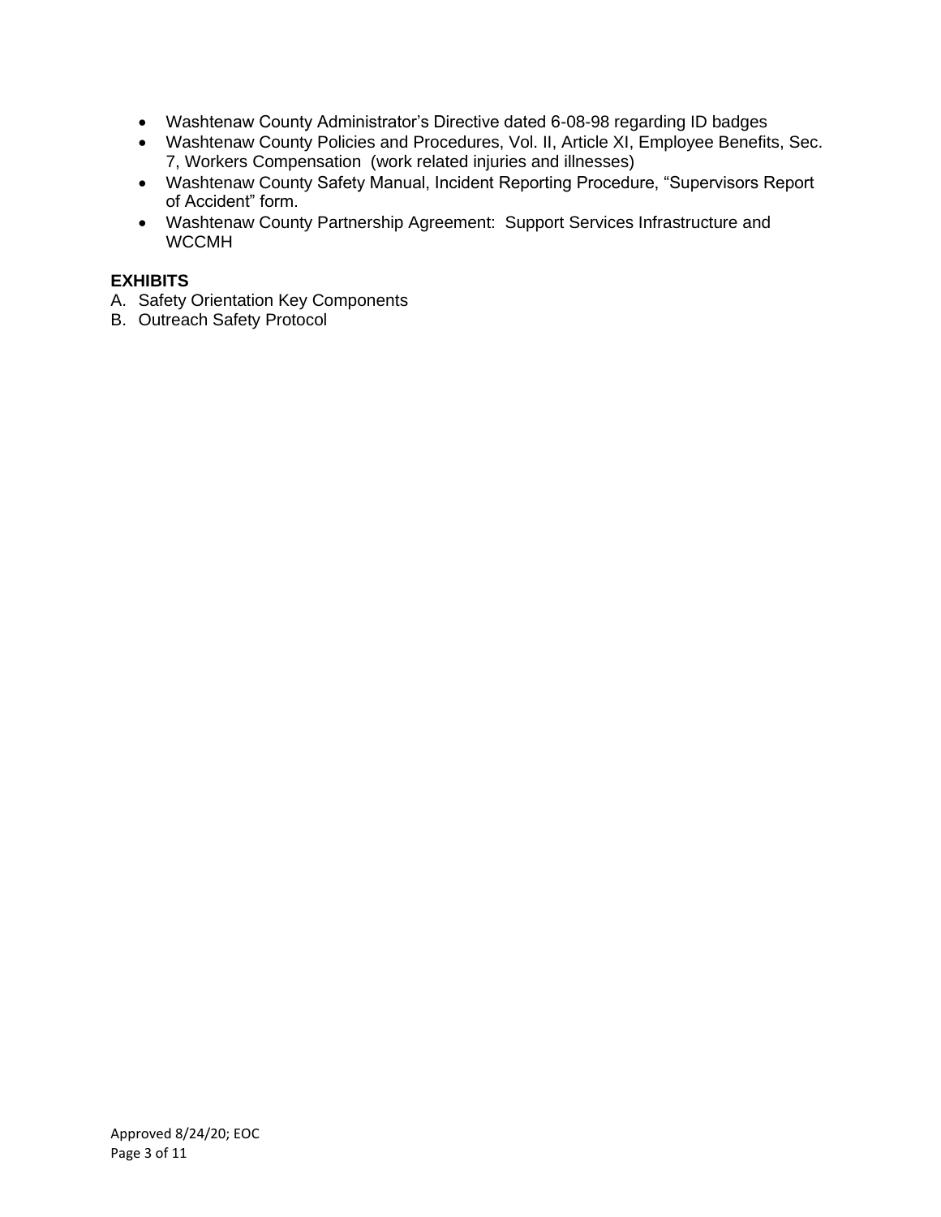- Washtenaw County Administrator's Directive dated 6-08-98 regarding ID badges
- Washtenaw County Policies and Procedures, Vol. II, Article XI, Employee Benefits, Sec. 7, Workers Compensation (work related injuries and illnesses)
- Washtenaw County Safety Manual, Incident Reporting Procedure, "Supervisors Report of Accident" form.
- Washtenaw County Partnership Agreement: Support Services Infrastructure and WCCMH

**EXHIBITS**

A. Safety Orientation Key Components
B. Outreach Safety Protocol

Approved 8/24/20; EOC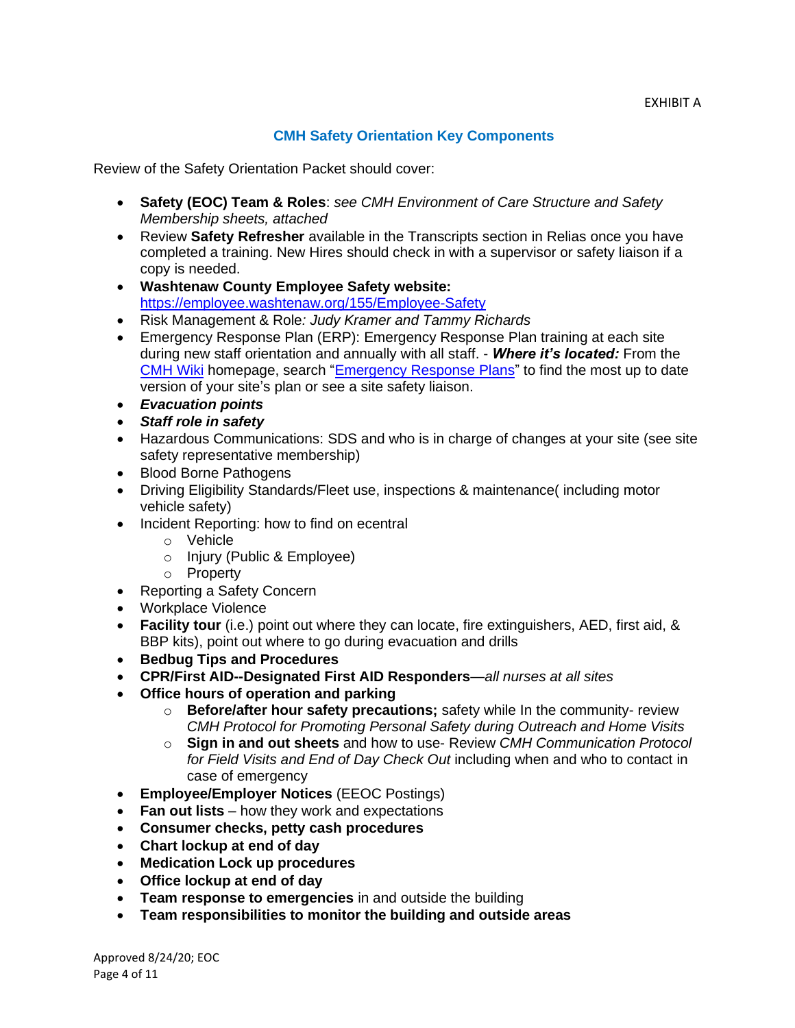EXHIBIT A

## CMH Safety Orientation Key Components

Review of the Safety Orientation Packet should cover:

- **Safety (EOC) Team & Roles**: *see CMH Environment of Care Structure and Safety Membership sheets, attached*
- Review **Safety Refresher** available in the Transcripts section in Relias once you have completed a training. New Hires should check in with a supervisor or safety liaison if a copy is needed.
- **Washtenaw County Employee Safety website:** https://employee.washtenaw.org/155/Employee-Safety
- Risk Management & Role*: Judy Kramer and Tammy Richards*
- Emergency Response Plan (ERP): Emergency Response Plan training at each site during new staff orientation and annually with all staff. - ***Where it's located:*** From the CMH Wiki homepage, search "Emergency Response Plans" to find the most up to date version of your site's plan or see a site safety liaison.
- ***Evacuation points***
- ***Staff role in safety***
- Hazardous Communications: SDS and who is in charge of changes at your site (see site safety representative membership)
- Blood Borne Pathogens
- Driving Eligibility Standards/Fleet use, inspections & maintenance( including motor vehicle safety)
- Incident Reporting: how to find on ecentral
  - Vehicle
  - Injury (Public & Employee)
  - Property
- Reporting a Safety Concern
- Workplace Violence
- **Facility tour** (i.e.) point out where they can locate, fire extinguishers, AED, first aid, & BBP kits), point out where to go during evacuation and drills
- **Bedbug Tips and Procedures**
- **CPR/First AID--Designated First AID Responders**—*all nurses at all sites*
- **Office hours of operation and parking**
  - **Before/after hour safety precautions;** safety while In the community- review *CMH Protocol for Promoting Personal Safety during Outreach and Home Visits*
  - **Sign in and out sheets** and how to use- Review *CMH Communication Protocol for Field Visits and End of Day Check Out* including when and who to contact in case of emergency
- **Employee/Employer Notices** (EEOC Postings)
- **Fan out lists** – how they work and expectations
- **Consumer checks, petty cash procedures**
- **Chart lockup at end of day**
- **Medication Lock up procedures**
- **Office lockup at end of day**
- **Team response to emergencies** in and outside the building
- **Team responsibilities to monitor the building and outside areas**

Approved 8/24/20; EOC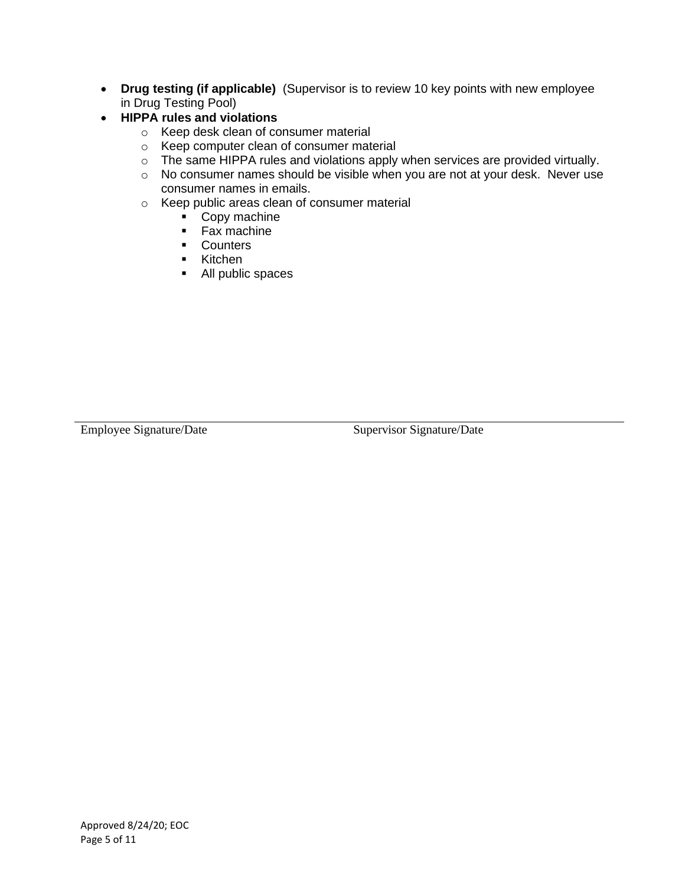- **Drug testing (if applicable)** (Supervisor is to review 10 key points with new employee in Drug Testing Pool)
- **HIPPA rules and violations**
  - Keep desk clean of consumer material
  - Keep computer clean of consumer material
  - The same HIPPA rules and violations apply when services are provided virtually.
  - No consumer names should be visible when you are not at your desk. Never use consumer names in emails.
  - Keep public areas clean of consumer material
    - Copy machine
    - Fax machine
    - Counters
    - Kitchen
    - All public spaces

Employee Signature/Date                                   Supervisor Signature/Date

Approved 8/24/20; EOC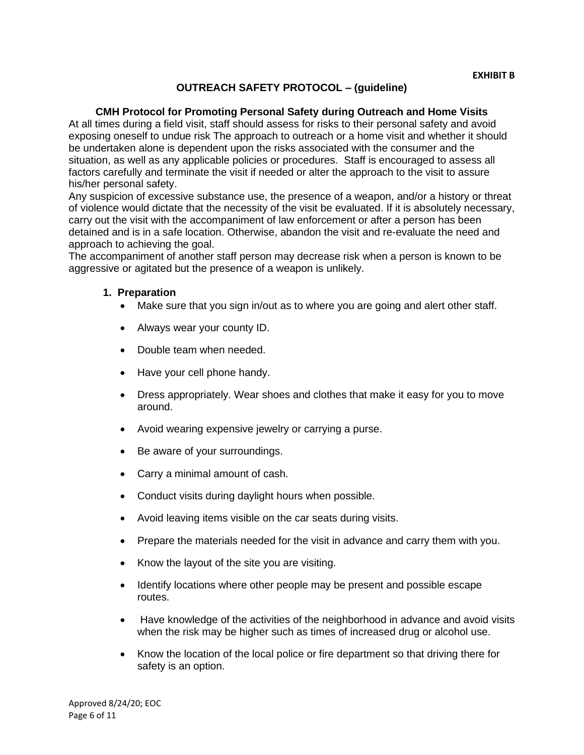**EXHIBIT B**

## OUTREACH SAFETY PROTOCOL – (guideline)

### CMH Protocol for Promoting Personal Safety during Outreach and Home Visits

At all times during a field visit, staff should assess for risks to their personal safety and avoid exposing oneself to undue risk The approach to outreach or a home visit and whether it should be undertaken alone is dependent upon the risks associated with the consumer and the situation, as well as any applicable policies or procedures. Staff is encouraged to assess all factors carefully and terminate the visit if needed or alter the approach to the visit to assure his/her personal safety.

Any suspicion of excessive substance use, the presence of a weapon, and/or a history or threat of violence would dictate that the necessity of the visit be evaluated. If it is absolutely necessary, carry out the visit with the accompaniment of law enforcement or after a person has been detained and is in a safe location. Otherwise, abandon the visit and re-evaluate the need and approach to achieving the goal.

The accompaniment of another staff person may decrease risk when a person is known to be aggressive or agitated but the presence of a weapon is unlikely.

1. **Preparation**
   - Make sure that you sign in/out as to where you are going and alert other staff.
   - Always wear your county ID.
   - Double team when needed.
   - Have your cell phone handy.
   - Dress appropriately. Wear shoes and clothes that make it easy for you to move around.
   - Avoid wearing expensive jewelry or carrying a purse.
   - Be aware of your surroundings.
   - Carry a minimal amount of cash.
   - Conduct visits during daylight hours when possible.
   - Avoid leaving items visible on the car seats during visits.
   - Prepare the materials needed for the visit in advance and carry them with you.
   - Know the layout of the site you are visiting.
   - Identify locations where other people may be present and possible escape routes.
   - Have knowledge of the activities of the neighborhood in advance and avoid visits when the risk may be higher such as times of increased drug or alcohol use.
   - Know the location of the local police or fire department so that driving there for safety is an option.

Approved 8/24/20; EOC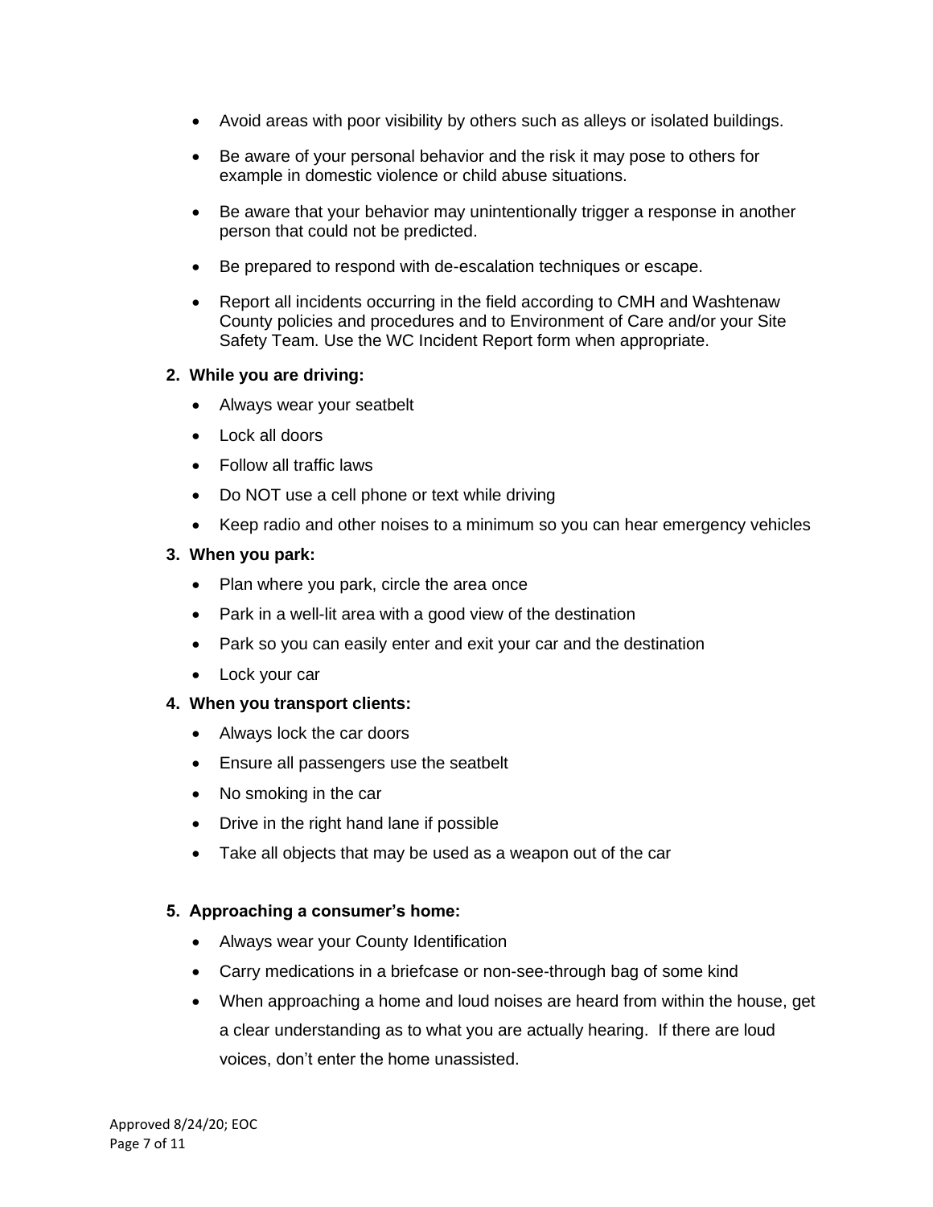- Avoid areas with poor visibility by others such as alleys or isolated buildings.
- Be aware of your personal behavior and the risk it may pose to others for example in domestic violence or child abuse situations.
- Be aware that your behavior may unintentionally trigger a response in another person that could not be predicted.
- Be prepared to respond with de-escalation techniques or escape.
- Report all incidents occurring in the field according to CMH and Washtenaw County policies and procedures and to Environment of Care and/or your Site Safety Team. Use the WC Incident Report form when appropriate.

**2. While you are driving:**

- Always wear your seatbelt
- Lock all doors
- Follow all traffic laws
- Do NOT use a cell phone or text while driving
- Keep radio and other noises to a minimum so you can hear emergency vehicles

**3. When you park:**

- Plan where you park, circle the area once
- Park in a well-lit area with a good view of the destination
- Park so you can easily enter and exit your car and the destination
- Lock your car

**4. When you transport clients:**

- Always lock the car doors
- Ensure all passengers use the seatbelt
- No smoking in the car
- Drive in the right hand lane if possible
- Take all objects that may be used as a weapon out of the car

**5. Approaching a consumer's home:**

- Always wear your County Identification
- Carry medications in a briefcase or non-see-through bag of some kind
- When approaching a home and loud noises are heard from within the house, get a clear understanding as to what you are actually hearing. If there are loud voices, don't enter the home unassisted.

Approved 8/24/20; EOC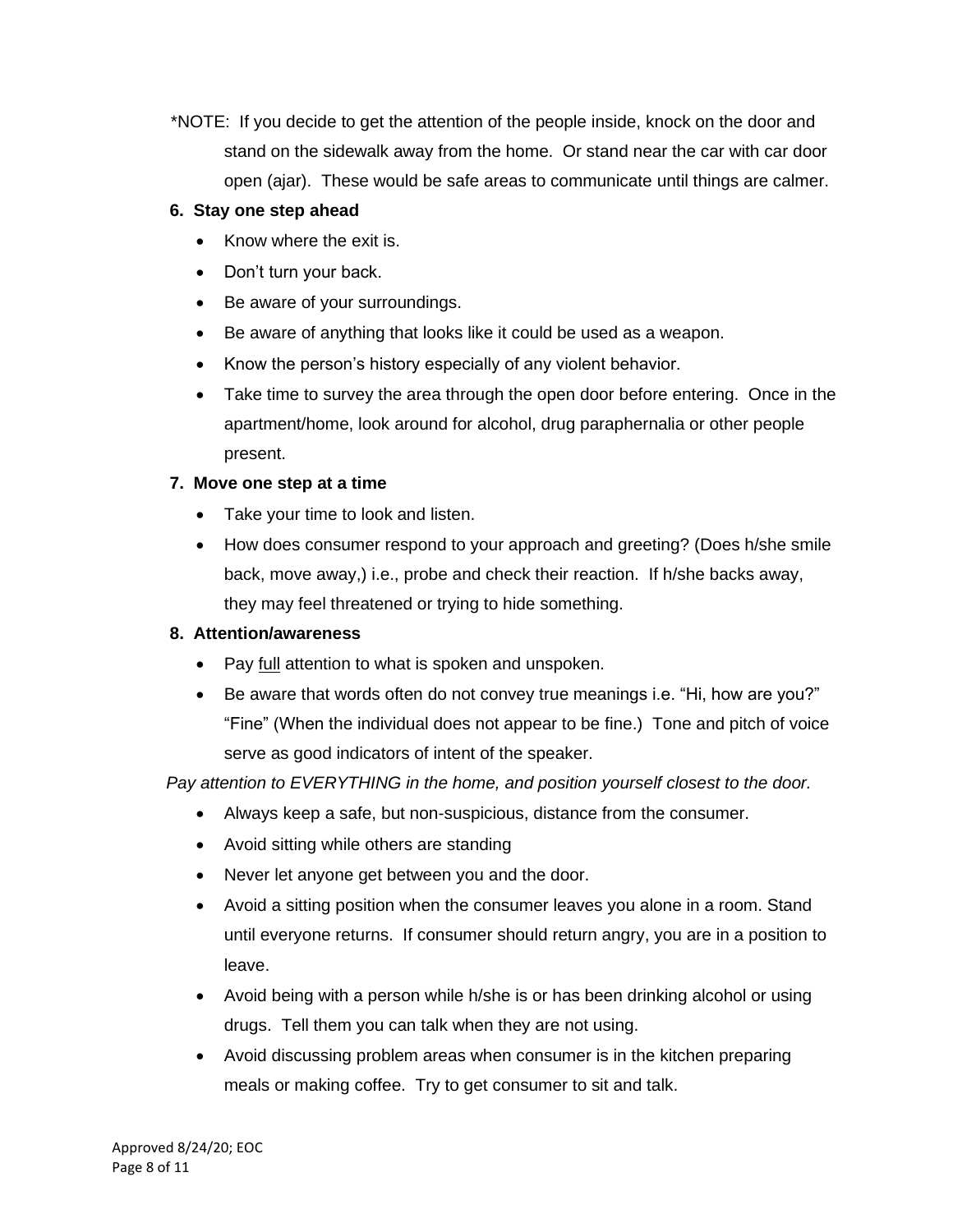*NOTE: If you decide to get the attention of the people inside, knock on the door and stand on the sidewalk away from the home. Or stand near the car with car door open (ajar). These would be safe areas to communicate until things are calmer.

**6. Stay one step ahead**

- Know where the exit is.
- Don't turn your back.
- Be aware of your surroundings.
- Be aware of anything that looks like it could be used as a weapon.
- Know the person's history especially of any violent behavior.
- Take time to survey the area through the open door before entering. Once in the apartment/home, look around for alcohol, drug paraphernalia or other people present.

**7. Move one step at a time**

- Take your time to look and listen.
- How does consumer respond to your approach and greeting? (Does h/she smile back, move away,) i.e., probe and check their reaction. If h/she backs away, they may feel threatened or trying to hide something.

**8. Attention/awareness**

- Pay <u>full</u> attention to what is spoken and unspoken.
- Be aware that words often do not convey true meanings i.e. "Hi, how are you?" "Fine" (When the individual does not appear to be fine.) Tone and pitch of voice serve as good indicators of intent of the speaker.

*Pay attention to EVERYTHING in the home, and position yourself closest to the door.*

- Always keep a safe, but non-suspicious, distance from the consumer.
- Avoid sitting while others are standing
- Never let anyone get between you and the door.
- Avoid a sitting position when the consumer leaves you alone in a room. Stand until everyone returns. If consumer should return angry, you are in a position to leave.
- Avoid being with a person while h/she is or has been drinking alcohol or using drugs. Tell them you can talk when they are not using.
- Avoid discussing problem areas when consumer is in the kitchen preparing meals or making coffee. Try to get consumer to sit and talk.

Approved 8/24/20; EOC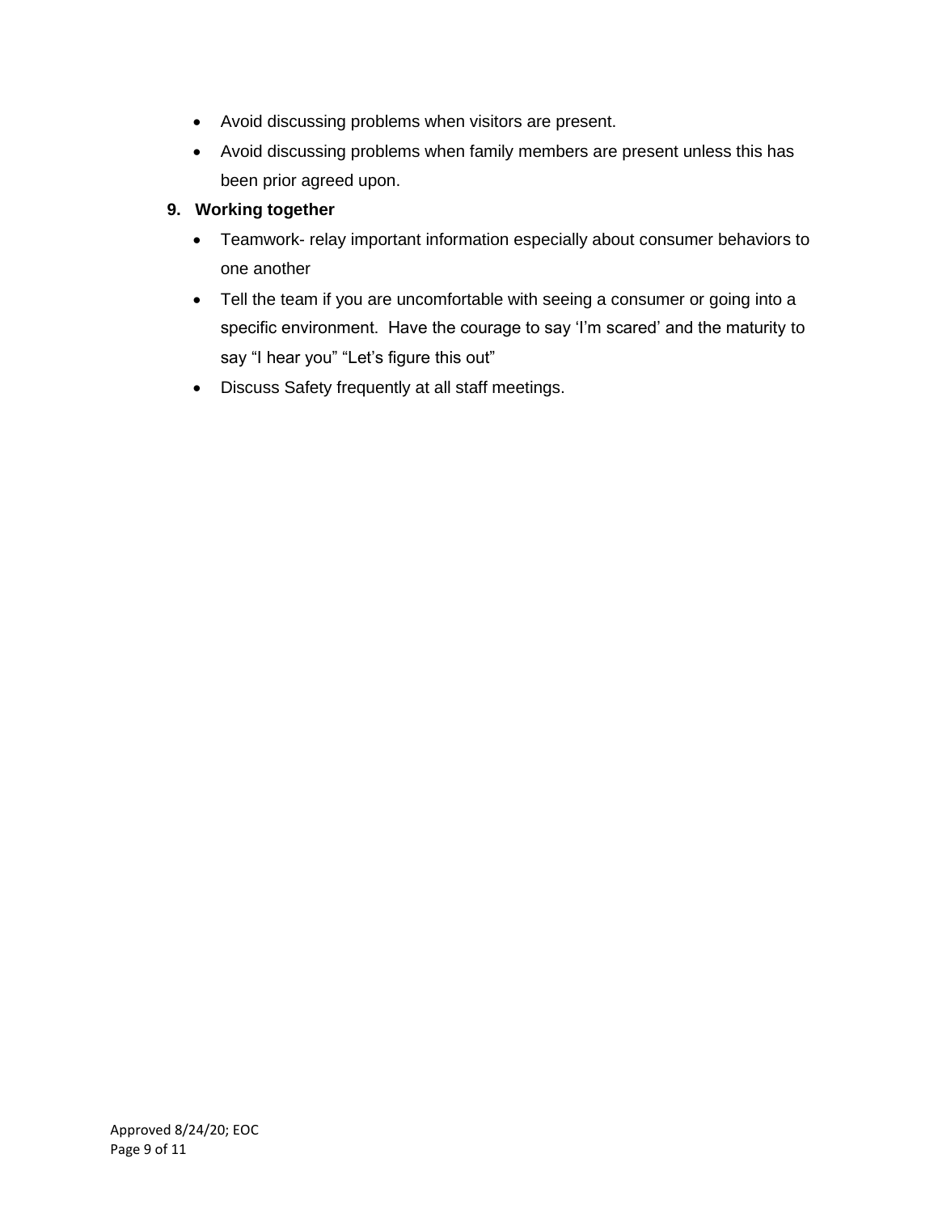- Avoid discussing problems when visitors are present.
- Avoid discussing problems when family members are present unless this has been prior agreed upon.

9. **Working together**

   - Teamwork- relay important information especially about consumer behaviors to one another
   - Tell the team if you are uncomfortable with seeing a consumer or going into a specific environment.  Have the courage to say ‘I’m scared’ and the maturity to say “I hear you” “Let’s figure this out”
   - Discuss Safety frequently at all staff meetings.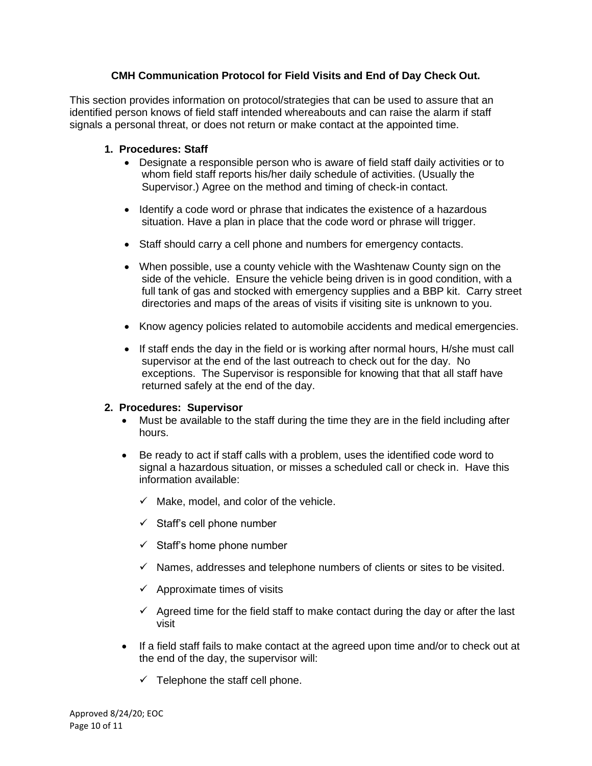**CMH Communication Protocol for Field Visits and End of Day Check Out.**

This section provides information on protocol/strategies that can be used to assure that an identified person knows of field staff intended whereabouts and can raise the alarm if staff signals a personal threat, or does not return or make contact at the appointed time.

1. **Procedures: Staff**
    - Designate a responsible person who is aware of field staff daily activities or to whom field staff reports his/her daily schedule of activities. (Usually the Supervisor.) Agree on the method and timing of check-in contact.
    - Identify a code word or phrase that indicates the existence of a hazardous situation. Have a plan in place that the code word or phrase will trigger.
    - Staff should carry a cell phone and numbers for emergency contacts.
    - When possible, use a county vehicle with the Washtenaw County sign on the side of the vehicle. Ensure the vehicle being driven is in good condition, with a full tank of gas and stocked with emergency supplies and a BBP kit. Carry street directories and maps of the areas of visits if visiting site is unknown to you.
    - Know agency policies related to automobile accidents and medical emergencies.
    - If staff ends the day in the field or is working after normal hours, H/she must call supervisor at the end of the last outreach to check out for the day. No exceptions. The Supervisor is responsible for knowing that that all staff have returned safely at the end of the day.

2. **Procedures: Supervisor**
    - Must be available to the staff during the time they are in the field including after hours.
    - Be ready to act if staff calls with a problem, uses the identified code word to signal a hazardous situation, or misses a scheduled call or check in. Have this information available:
        - ✓ Make, model, and color of the vehicle.
        - ✓ Staff's cell phone number
        - ✓ Staff's home phone number
        - ✓ Names, addresses and telephone numbers of clients or sites to be visited.
        - ✓ Approximate times of visits
        - ✓ Agreed time for the field staff to make contact during the day or after the last visit
    - If a field staff fails to make contact at the agreed upon time and/or to check out at the end of the day, the supervisor will:
        - ✓ Telephone the staff cell phone.

Approved 8/24/20; EOC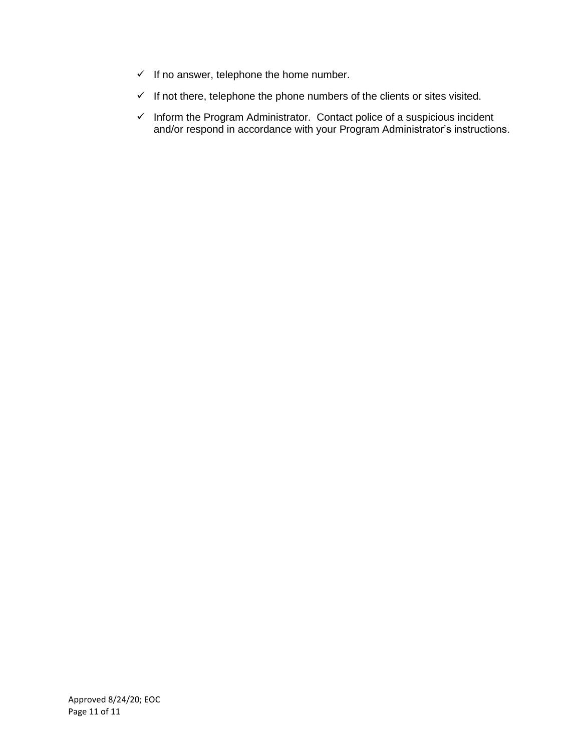- ✓ If no answer, telephone the home number.
- ✓ If not there, telephone the phone numbers of the clients or sites visited.
- ✓ Inform the Program Administrator. Contact police of a suspicious incident and/or respond in accordance with your Program Administrator's instructions.